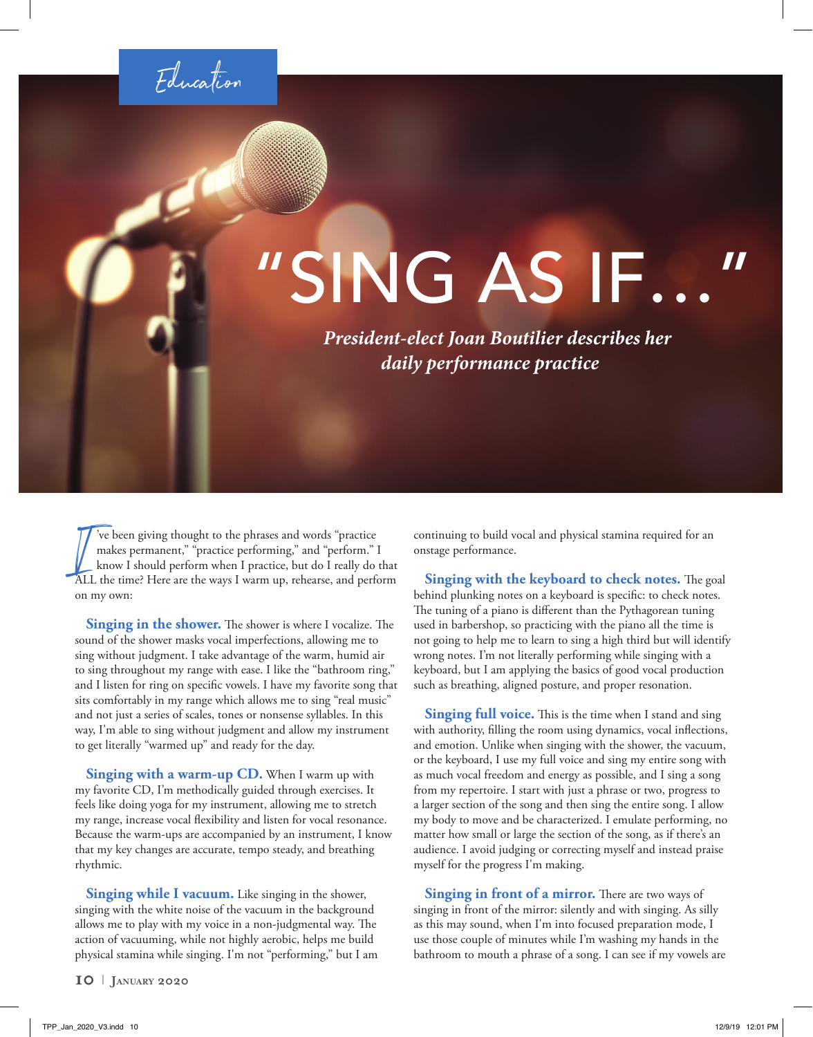Education

# "SING AS IF..."

*President-elect Joan Boutilier describes her daily performance practice*

I've been giving thought to the phrases and words "practice makes permanent," "practice performing," and "perform." I know I should perform when I practice, but do I really do that ALL the time? Here are the ways I warm up, rehearse, and perform on my own:

**Singing in the shower.** The shower is where I vocalize. The sound of the shower masks vocal imperfections, allowing me to sing without judgment. I take advantage of the warm, humid air to sing throughout my range with ease. I like the "bathroom ring," and I listen for ring on specific vowels. I have my favorite song that sits comfortably in my range which allows me to sing "real music" and not just a series of scales, tones or nonsense syllables. In this way, I'm able to sing without judgment and allow my instrument to get literally "warmed up" and ready for the day.

**Singing with a warm-up CD.** When I warm up with my favorite CD, I'm methodically guided through exercises. It feels like doing yoga for my instrument, allowing me to stretch my range, increase vocal flexibility and listen for vocal resonance. Because the warm-ups are accompanied by an instrument, I know that my key changes are accurate, tempo steady, and breathing rhythmic.

**Singing while I vacuum.** Like singing in the shower, singing with the white noise of the vacuum in the background allows me to play with my voice in a non-judgmental way. The action of vacuuming, while not highly aerobic, helps me build physical stamina while singing. I'm not "performing," but I am continuing to build vocal and physical stamina required for an onstage performance.

**Singing with the keyboard to check notes.** The goal behind plunking notes on a keyboard is specific: to check notes. The tuning of a piano is different than the Pythagorean tuning used in barbershop, so practicing with the piano all the time is not going to help me to learn to sing a high third but will identify wrong notes. I'm not literally performing while singing with a keyboard, but I am applying the basics of good vocal production such as breathing, aligned posture, and proper resonation.

**Singing full voice.** This is the time when I stand and sing with authority, filling the room using dynamics, vocal inflections, and emotion. Unlike when singing with the shower, the vacuum, or the keyboard, I use my full voice and sing my entire song with as much vocal freedom and energy as possible, and I sing a song from my repertoire. I start with just a phrase or two, progress to a larger section of the song and then sing the entire song. I allow my body to move and be characterized. I emulate performing, no matter how small or large the section of the song, as if there's an audience. I avoid judging or correcting myself and instead praise myself for the progress I'm making.

**Singing in front of a mirror.** There are two ways of singing in front of the mirror: silently and with singing. As silly as this may sound, when I'm into focused preparation mode, I use those couple of minutes while I'm washing my hands in the bathroom to mouth a phrase of a song. I can see if my vowels are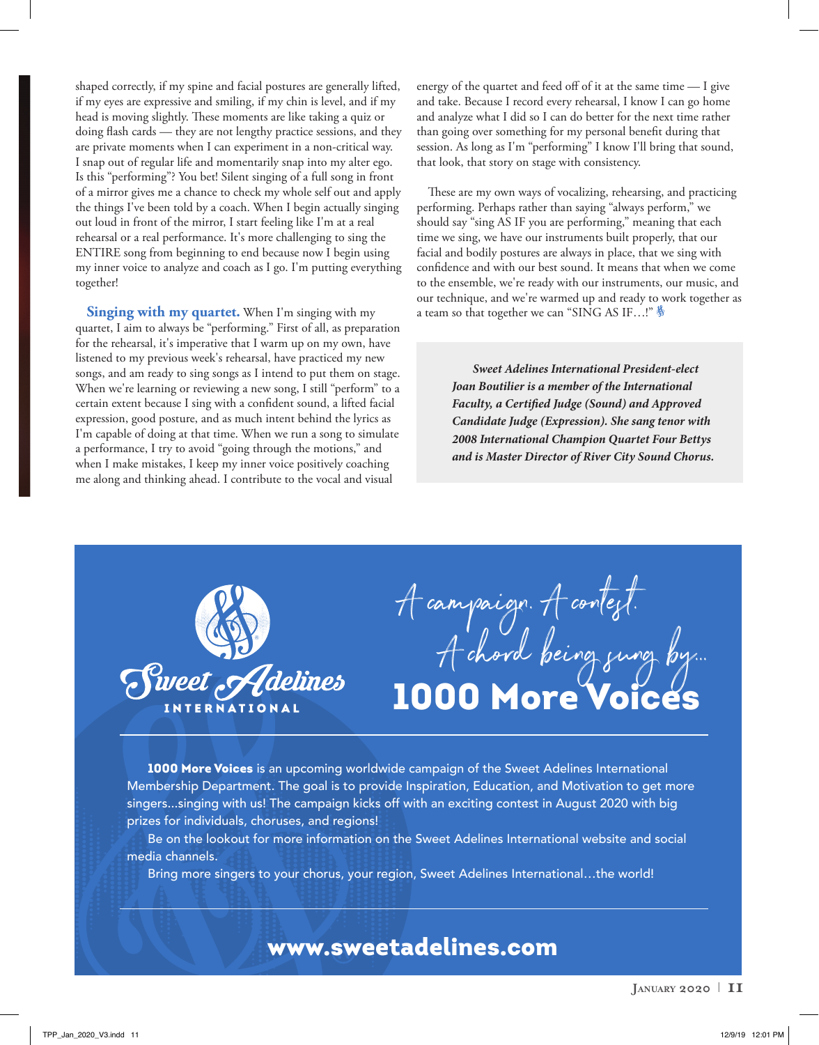shaped correctly, if my spine and facial postures are generally lifted, if my eyes are expressive and smiling, if my chin is level, and if my head is moving slightly. These moments are like taking a quiz or doing flash cards — they are not lengthy practice sessions, and they are private moments when I can experiment in a non-critical way. I snap out of regular life and momentarily snap into my alter ego. Is this "performing"? You bet! Silent singing of a full song in front of a mirror gives me a chance to check my whole self out and apply the things I've been told by a coach. When I begin actually singing out loud in front of the mirror, I start feeling like I'm at a real rehearsal or a real performance. It's more challenging to sing the ENTIRE song from beginning to end because now I begin using my inner voice to analyze and coach as I go. I'm putting everything together!

**Singing with my quartet.** When I'm singing with my quartet, I aim to always be "performing." First of all, as preparation for the rehearsal, it's imperative that I warm up on my own, have listened to my previous week's rehearsal, have practiced my new songs, and am ready to sing songs as I intend to put them on stage. When we're learning or reviewing a new song, I still "perform" to a certain extent because I sing with a confident sound, a lifted facial expression, good posture, and as much intent behind the lyrics as I'm capable of doing at that time. When we run a song to simulate a performance, I try to avoid "going through the motions," and when I make mistakes, I keep my inner voice positively coaching me along and thinking ahead. I contribute to the vocal and visual energy of the quartet and feed off of it at the same time — I give and take. Because I record every rehearsal, I know I can go home and analyze what I did so I can do better for the next time rather than going over something for my personal benefit during that session. As long as I'm "performing" I know I'll bring that sound, that look, that story on stage with consistency.

These are my own ways of vocalizing, rehearsing, and practicing performing. Perhaps rather than saying "always perform," we should say "sing AS IF you are performing," meaning that each time we sing, we have our instruments built properly, that our facial and bodily postures are always in place, that we sing with confidence and with our best sound. It means that when we come to the ensemble, we're ready with our instruments, our music, and our technique, and we're warmed up and ready to work together as a team so that together we can "SING AS IF…!"

***Sweet Adelines International President-elect Joan Boutilier is a member of the International Faculty, a Certified Judge (Sound) and Approved Candidate Judge (Expression). She sang tenor with 2008 International Champion Quartet Four Bettys and is Master Director of River City Sound Chorus.***

Sweet Adelines INTERNATIONAL

A campaign. A contest. A chord being sung by...

**1000 More Voices**

**1000 More Voices** is an upcoming worldwide campaign of the Sweet Adelines International Membership Department. The goal is to provide Inspiration, Education, and Motivation to get more singers...singing with us! The campaign kicks off with an exciting contest in August 2020 with big prizes for individuals, choruses, and regions!

Be on the lookout for more information on the Sweet Adelines International website and social media channels.

Bring more singers to your chorus, your region, Sweet Adelines International…the world!

**www.sweetadelines.com**